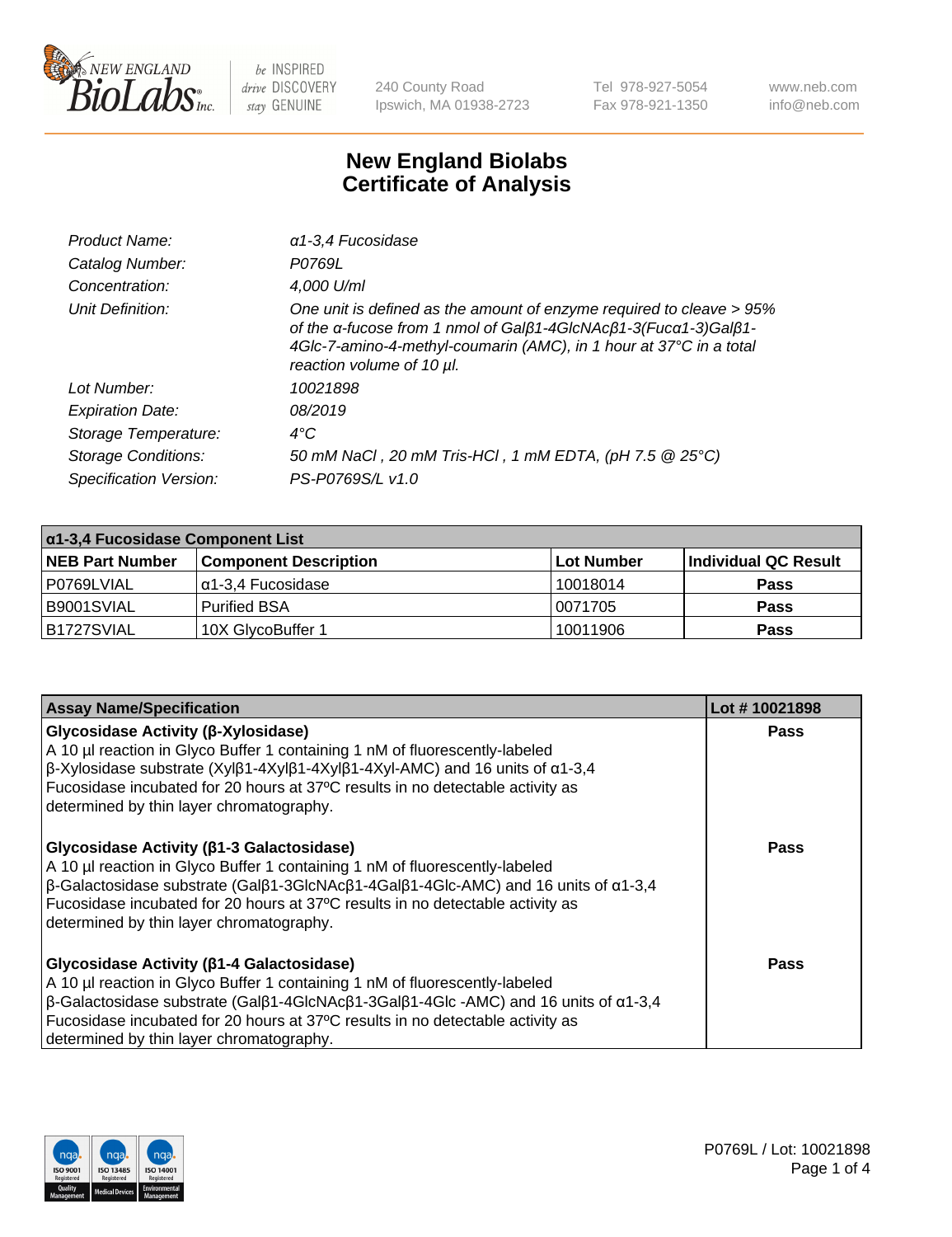NEW ENGLAND BioLabs Inc. — be INSPIRED drive DISCOVERY stay GENUINE

240 County Road
Ipswich, MA 01938-2723

Tel 978-927-5054
Fax 978-921-1350

www.neb.com
info@neb.com

# New England Biolabs
# Certificate of Analysis

| | |
|---|---|
| *Product Name:* | *α1-3,4 Fucosidase* |
| *Catalog Number:* | *P0769L* |
| *Concentration:* | *4,000 U/ml* |
| *Unit Definition:* | *One unit is defined as the amount of enzyme required to cleave > 95% of the α-fucose from 1 nmol of Galβ1-4GlcNAcβ1-3(Fucα1-3)Galβ1-4Glc-7-amino-4-methyl-coumarin (AMC), in 1 hour at 37°C in a total reaction volume of 10 µl.* |
| *Lot Number:* | *10021898* |
| *Expiration Date:* | *08/2019* |
| *Storage Temperature:* | *4°C* |
| *Storage Conditions:* | *50 mM NaCl , 20 mM Tris-HCl , 1 mM EDTA, (pH 7.5 @ 25°C)* |
| *Specification Version:* | *PS-P0769S/L v1.0* |

| α1-3,4 Fucosidase Component List | | | |
|---|---|---|---|
| **NEB Part Number** | **Component Description** | **Lot Number** | **Individual QC Result** |
| P0769LVIAL | α1-3,4 Fucosidase | 10018014 | **Pass** |
| B9001SVIAL | Purified BSA | 0071705 | **Pass** |
| B1727SVIAL | 10X GlycoBuffer 1 | 10011906 | **Pass** |

| Assay Name/Specification | Lot # 10021898 |
|---|---|
| **Glycosidase Activity (β-Xylosidase)**<br>A 10 µl reaction in Glyco Buffer 1 containing 1 nM of fluorescently-labeled β-Xylosidase substrate (Xylβ1-4Xylβ1-4Xylβ1-4Xyl-AMC) and 16 units of α1-3,4 Fucosidase incubated for 20 hours at 37ºC results in no detectable activity as determined by thin layer chromatography. | **Pass** |
| **Glycosidase Activity (β1-3 Galactosidase)**<br>A 10 µl reaction in Glyco Buffer 1 containing 1 nM of fluorescently-labeled β-Galactosidase substrate (Galβ1-3GlcNAcβ1-4Galβ1-4Glc-AMC) and 16 units of α1-3,4 Fucosidase incubated for 20 hours at 37ºC results in no detectable activity as determined by thin layer chromatography. | **Pass** |
| **Glycosidase Activity (β1-4 Galactosidase)**<br>A 10 µl reaction in Glyco Buffer 1 containing 1 nM of fluorescently-labeled β-Galactosidase substrate (Galβ1-4GlcNAcβ1-3Galβ1-4Glc -AMC) and 16 units of α1-3,4 Fucosidase incubated for 20 hours at 37ºC results in no detectable activity as determined by thin layer chromatography. | **Pass** |

P0769L / Lot: 10021898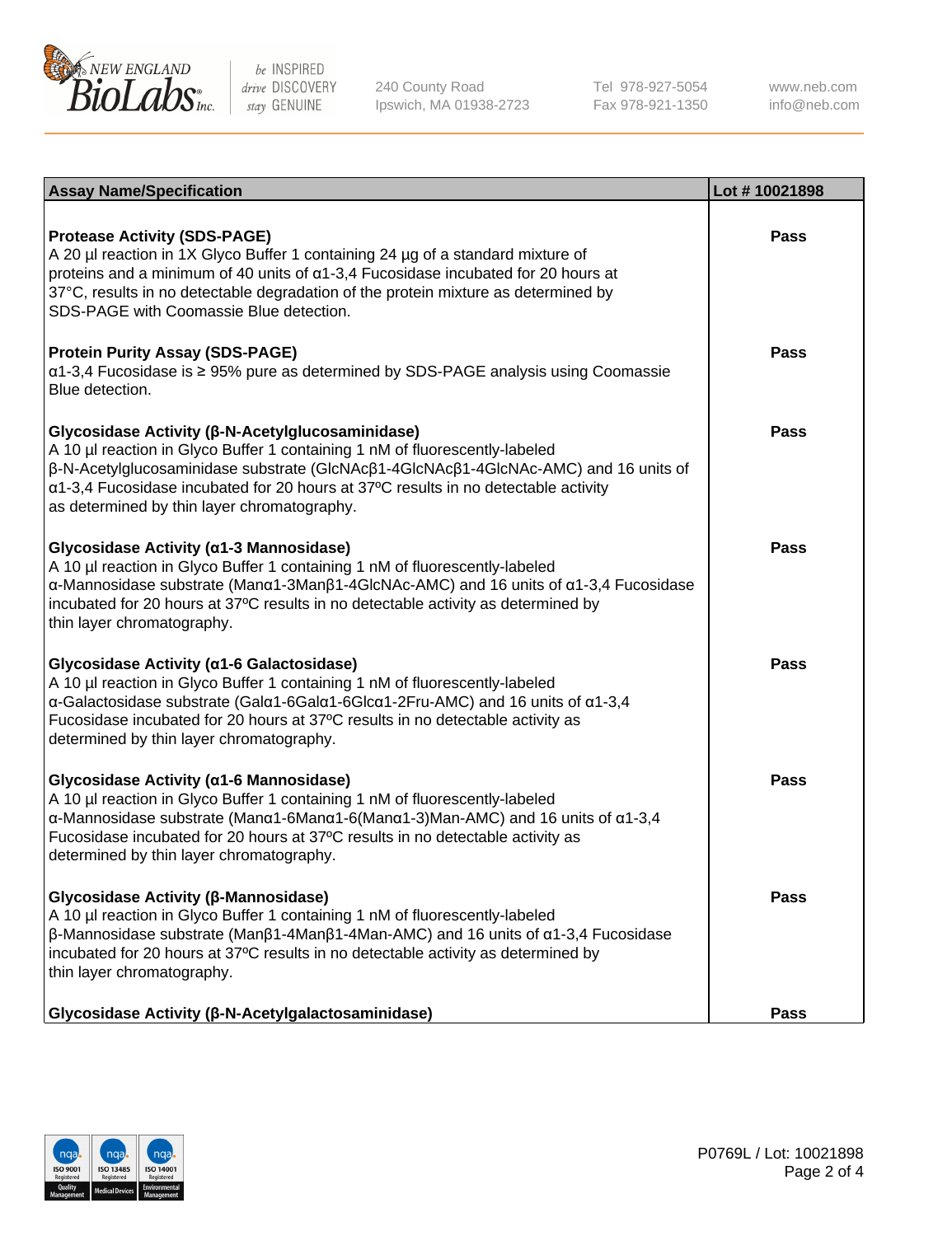| Assay Name/Specification | Lot # 10021898 |
| --- | --- |
| **Protease Activity (SDS-PAGE)**<br>A 20 µl reaction in 1X Glyco Buffer 1 containing 24 µg of a standard mixture of proteins and a minimum of 40 units of α1-3,4 Fucosidase incubated for 20 hours at 37°C, results in no detectable degradation of the protein mixture as determined by SDS-PAGE with Coomassie Blue detection. | Pass |
| **Protein Purity Assay (SDS-PAGE)**<br>α1-3,4 Fucosidase is ≥ 95% pure as determined by SDS-PAGE analysis using Coomassie Blue detection. | Pass |
| **Glycosidase Activity (β-N-Acetylglucosaminidase)**<br>A 10 µl reaction in Glyco Buffer 1 containing 1 nM of fluorescently-labeled β-N-Acetylglucosaminidase substrate (GlcNAcβ1-4GlcNAcβ1-4GlcNAc-AMC) and 16 units of α1-3,4 Fucosidase incubated for 20 hours at 37ºC results in no detectable activity as determined by thin layer chromatography. | Pass |
| **Glycosidase Activity (α1-3 Mannosidase)**<br>A 10 µl reaction in Glyco Buffer 1 containing 1 nM of fluorescently-labeled α-Mannosidase substrate (Manα1-3Manβ1-4GlcNAc-AMC) and 16 units of α1-3,4 Fucosidase incubated for 20 hours at 37ºC results in no detectable activity as determined by thin layer chromatography. | Pass |
| **Glycosidase Activity (α1-6 Galactosidase)**<br>A 10 µl reaction in Glyco Buffer 1 containing 1 nM of fluorescently-labeled α-Galactosidase substrate (Galα1-6Galα1-6Glcα1-2Fru-AMC) and 16 units of α1-3,4 Fucosidase incubated for 20 hours at 37ºC results in no detectable activity as determined by thin layer chromatography. | Pass |
| **Glycosidase Activity (α1-6 Mannosidase)**<br>A 10 µl reaction in Glyco Buffer 1 containing 1 nM of fluorescently-labeled α-Mannosidase substrate (Manα1-6Manα1-6(Manα1-3)Man-AMC) and 16 units of α1-3,4 Fucosidase incubated for 20 hours at 37ºC results in no detectable activity as determined by thin layer chromatography. | Pass |
| **Glycosidase Activity (β-Mannosidase)**<br>A 10 µl reaction in Glyco Buffer 1 containing 1 nM of fluorescently-labeled β-Mannosidase substrate (Manβ1-4Manβ1-4Man-AMC) and 16 units of α1-3,4 Fucosidase incubated for 20 hours at 37ºC results in no detectable activity as determined by thin layer chromatography. | Pass |
| **Glycosidase Activity (β-N-Acetylgalactosaminidase)** | Pass |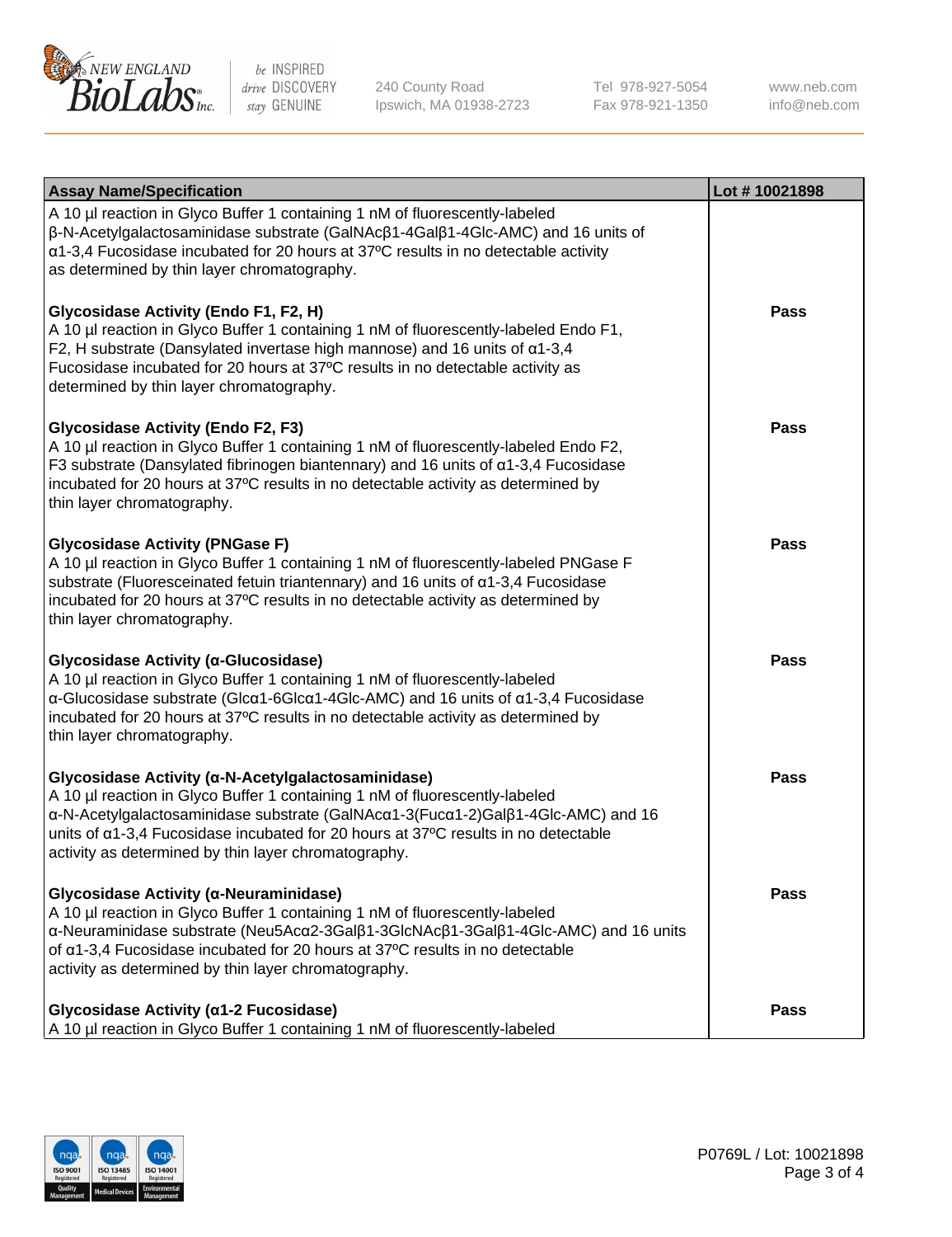| Assay Name/Specification | Lot # 10021898 |
| --- | --- |
| A 10 µl reaction in Glyco Buffer 1 containing 1 nM of fluorescently-labeled β-N-Acetylgalactosaminidase substrate (GalNAcβ1-4Galβ1-4Glc-AMC) and 16 units of α1-3,4 Fucosidase incubated for 20 hours at 37ºC results in no detectable activity as determined by thin layer chromatography. | |
| **Glycosidase Activity (Endo F1, F2, H)**<br>A 10 µl reaction in Glyco Buffer 1 containing 1 nM of fluorescently-labeled Endo F1, F2, H substrate (Dansylated invertase high mannose) and 16 units of α1-3,4 Fucosidase incubated for 20 hours at 37ºC results in no detectable activity as determined by thin layer chromatography. | **Pass** |
| **Glycosidase Activity (Endo F2, F3)**<br>A 10 µl reaction in Glyco Buffer 1 containing 1 nM of fluorescently-labeled Endo F2, F3 substrate (Dansylated fibrinogen biantennary) and 16 units of α1-3,4 Fucosidase incubated for 20 hours at 37ºC results in no detectable activity as determined by thin layer chromatography. | **Pass** |
| **Glycosidase Activity (PNGase F)**<br>A 10 µl reaction in Glyco Buffer 1 containing 1 nM of fluorescently-labeled PNGase F substrate (Fluoresceinated fetuin triantennary) and 16 units of α1-3,4 Fucosidase incubated for 20 hours at 37ºC results in no detectable activity as determined by thin layer chromatography. | **Pass** |
| **Glycosidase Activity (α-Glucosidase)**<br>A 10 µl reaction in Glyco Buffer 1 containing 1 nM of fluorescently-labeled α-Glucosidase substrate (Glcα1-6Glcα1-4Glc-AMC) and 16 units of α1-3,4 Fucosidase incubated for 20 hours at 37ºC results in no detectable activity as determined by thin layer chromatography. | **Pass** |
| **Glycosidase Activity (α-N-Acetylgalactosaminidase)**<br>A 10 µl reaction in Glyco Buffer 1 containing 1 nM of fluorescently-labeled α-N-Acetylgalactosaminidase substrate (GalNAcα1-3(Fucα1-2)Galβ1-4Glc-AMC) and 16 units of α1-3,4 Fucosidase incubated for 20 hours at 37ºC results in no detectable activity as determined by thin layer chromatography. | **Pass** |
| **Glycosidase Activity (α-Neuraminidase)**<br>A 10 µl reaction in Glyco Buffer 1 containing 1 nM of fluorescently-labeled α-Neuraminidase substrate (Neu5Acα2-3Galβ1-3GlcNAcβ1-3Galβ1-4Glc-AMC) and 16 units of α1-3,4 Fucosidase incubated for 20 hours at 37ºC results in no detectable activity as determined by thin layer chromatography. | **Pass** |
| **Glycosidase Activity (α1-2 Fucosidase)**<br>A 10 µl reaction in Glyco Buffer 1 containing 1 nM of fluorescently-labeled | **Pass** |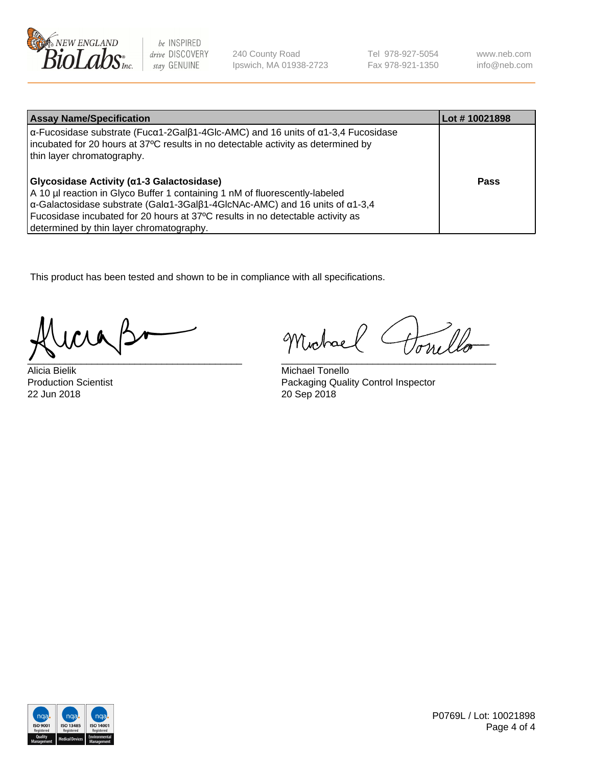| Assay Name/Specification | Lot # 10021898 |
| --- | --- |
| α-Fucosidase substrate (Fucα1-2Galβ1-4Glc-AMC) and 16 units of α1-3,4 Fucosidase incubated for 20 hours at 37ºC results in no detectable activity as determined by thin layer chromatography. | |
| **Glycosidase Activity (α1-3 Galactosidase)**<br>A 10 µl reaction in Glyco Buffer 1 containing 1 nM of fluorescently-labeled α-Galactosidase substrate (Galα1-3Galβ1-4GlcNAc-AMC) and 16 units of α1-3,4 Fucosidase incubated for 20 hours at 37ºC results in no detectable activity as determined by thin layer chromatography. | **Pass** |

This product has been tested and shown to be in compliance with all specifications.

Alicia Bielik
Production Scientist
22 Jun 2018

Michael Tonello
Packaging Quality Control Inspector
20 Sep 2018

P0769L / Lot: 10021898